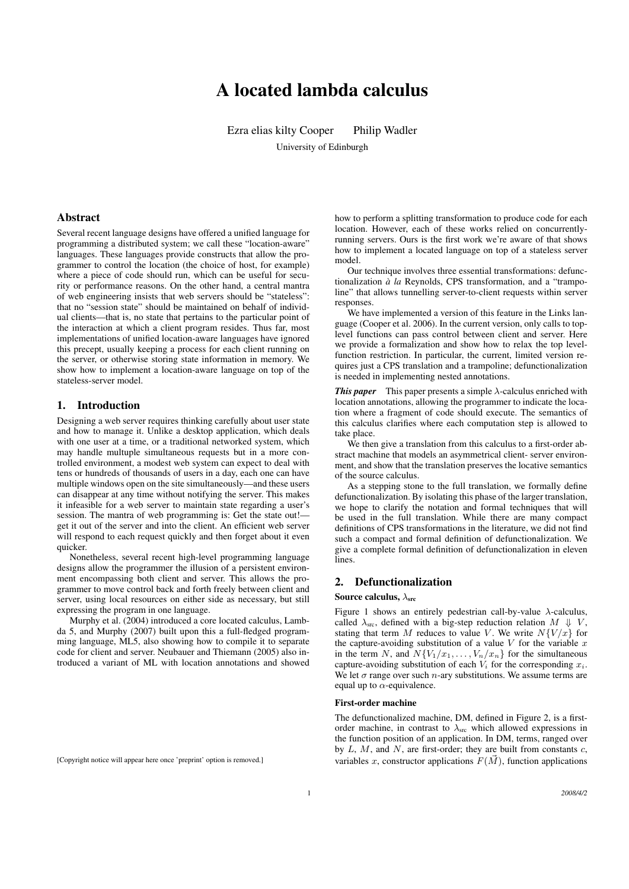# A located lambda calculus

Ezra elias kilty Cooper Philip Wadler

University of Edinburgh

## Abstract

Several recent language designs have offered a unified language for programming a distributed system; we call these "location-aware" languages. These languages provide constructs that allow the programmer to control the location (the choice of host, for example) where a piece of code should run, which can be useful for security or performance reasons. On the other hand, a central mantra of web engineering insists that web servers should be "stateless": that no "session state" should be maintained on behalf of individual clients—that is, no state that pertains to the particular point of the interaction at which a client program resides. Thus far, most implementations of unified location-aware languages have ignored this precept, usually keeping a process for each client running on the server, or otherwise storing state information in memory. We show how to implement a location-aware language on top of the stateless-server model.

## 1. Introduction

Designing a web server requires thinking carefully about user state and how to manage it. Unlike a desktop application, which deals with one user at a time, or a traditional networked system, which may handle multuple simultaneous requests but in a more controlled environment, a modest web system can expect to deal with tens or hundreds of thousands of users in a day, each one can have multiple windows open on the site simultaneously—and these users can disappear at any time without notifying the server. This makes it infeasible for a web server to maintain state regarding a user's session. The mantra of web programming is: Get the state out!—get it out of the server and into the client. An efficient web server will respond to each request quickly and then forget about it even quicker.

Nonetheless, several recent high-level programming language designs allow the programmer the illusion of a persistent environment encompassing both client and server. This allows the programmer to move control back and forth freely between client and server, using local resources on either side as necessary, but still expressing the program in one language.

Murphy et al. (2004) introduced a core located calculus, Lambda 5, and Murphy (2007) built upon this a full-fledged programming language, ML5, also showing how to compile it to separate code for client and server. Neubauer and Thiemann (2005) also introduced a variant of ML with location annotations and showed how to perform a splitting transformation to produce code for each location. However, each of these works relied on concurrently-running servers. Ours is the first work we're aware of that shows how to implement a located language on top of a stateless server model.

Our technique involves three essential transformations: defunctionalization *à la* Reynolds, CPS transformation, and a "trampoline" that allows tunnelling server-to-client requests within server responses.

We have implemented a version of this feature in the Links language (Cooper et al. 2006). In the current version, only calls to top-level functions can pass control between client and server. Here we provide a formalization and show how to relax the top level-function restriction. In particular, the current, limited version requires just a CPS translation and a trampoline; defunctionalization is needed in implementing nested annotations.

***This paper*** This paper presents a simple $\lambda$-calculus enriched with location annotations, allowing the programmer to indicate the location where a fragment of code should execute. The semantics of this calculus clarifies where each computation step is allowed to take place.

We then give a translation from this calculus to a first-order abstract machine that models an asymmetrical client- server environment, and show that the translation preserves the locative semantics of the source calculus.

As a stepping stone to the full translation, we formally define defunctionalization. By isolating this phase of the larger translation, we hope to clarify the notation and formal techniques that will be used in the full translation. While there are many compact definitions of CPS transformations in the literature, we did not find such a compact and formal definition of defunctionalization. We give a complete formal definition of defunctionalization in eleven lines.

## 2. Defunctionalization

### Source calculus, $\lambda_{\text{src}}$

Figure 1 shows an entirely pedestrian call-by-value $\lambda$-calculus, called $\lambda_{\text{src}}$, defined with a big-step reduction relation $M \Downarrow V$, stating that term $M$ reduces to value $V$. We write $N\{V/x\}$ for the capture-avoiding substitution of a value $V$ for the variable $x$ in the term $N$, and $N\{V_1/x_1, \ldots, V_n/x_n\}$ for the simultaneous capture-avoiding substitution of each $V_i$ for the corresponding $x_i$. We let $\sigma$ range over such $n$-ary substitutions. We assume terms are equal up to $\alpha$-equivalence.

### First-order machine

The defunctionalized machine, DM, defined in Figure 2, is a first-order machine, in contrast to $\lambda_{\text{src}}$ which allowed expressions in the function position of an application. In DM, terms, ranged over by $L$, $M$, and $N$, are first-order; they are built from constants $c$, variables $x$, constructor applications $F(\vec{M})$, function applications

[Copyright notice will appear here once 'preprint' option is removed.]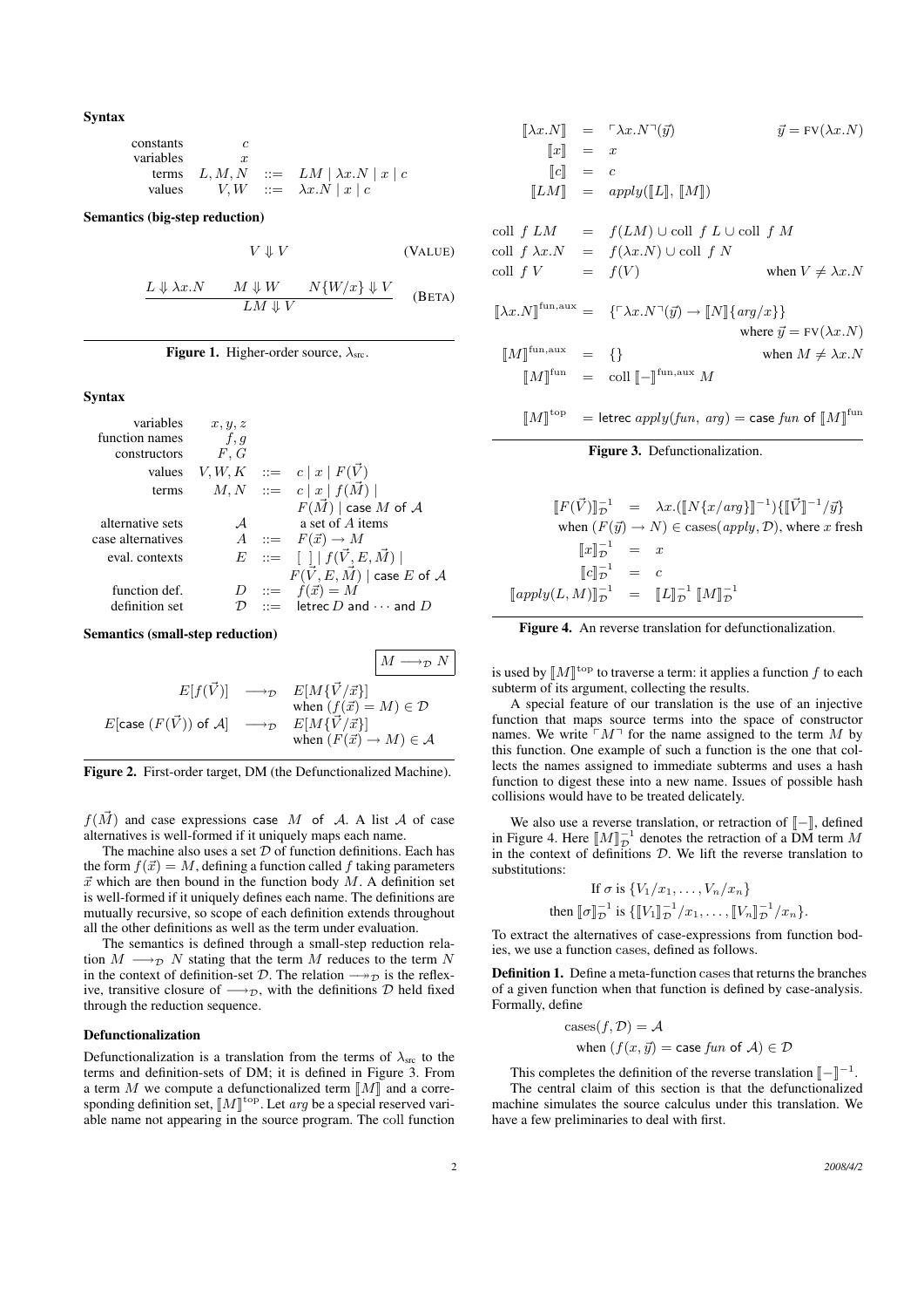**Syntax**

$$
\begin{array}{rrcl}
\text{constants} & c & & \\
\text{variables} & x & & \\
\text{terms} & L, M, N & ::= & LM \mid \lambda x.N \mid x \mid c \\
\text{values} & V, W & ::= & \lambda x.N \mid x \mid c
\end{array}
$$

**Semantics (big-step reduction)**

$$V \Downarrow V \qquad \text{(VALUE)}$$

$$\frac{L \Downarrow \lambda x.N \qquad M \Downarrow W \qquad N\{W/x\} \Downarrow V}{LM \Downarrow V} \qquad \text{(BETA)}$$

**Figure 1.** Higher-order source, $\lambda_{\text{src}}$.

**Syntax**

$$
\begin{array}{rrcl}
\text{variables} & x, y, z & & \\
\text{function names} & f, g & & \\
\text{constructors} & F, G & & \\
\text{values} & V, W, K & ::= & c \mid x \mid F(\vec{V}) \\
\text{terms} & M, N & ::= & c \mid x \mid f(\vec{M}) \mid \\
 & & & F(\vec{M}) \mid \mathsf{case}\ M\ \mathsf{of}\ \mathcal{A} \\
\text{alternative sets} & \mathcal{A} & & \text{a set of } A \text{ items} \\
\text{case alternatives} & A & ::= & F(\vec{x}) \rightarrow M \\
\text{eval. contexts} & E & ::= & [\ ] \mid f(\vec{V}, E, \vec{M}) \mid \\
 & & & F(\vec{V}, E, \vec{M}) \mid \mathsf{case}\ E\ \mathsf{of}\ \mathcal{A} \\
\text{function def.} & D & ::= & f(\vec{x}) = M \\
\text{definition set} & \mathcal{D} & ::= & \mathsf{letrec}\ D\ \mathsf{and} \cdots \mathsf{and}\ D
\end{array}
$$

**Semantics (small-step reduction)**

$$\boxed{M \longrightarrow_{\mathcal{D}} N}$$

$$
\begin{array}{rcl}
E[f(\vec{V})] & \longrightarrow_{\mathcal{D}} & E[M\{\vec{V}/\vec{x}\}] \\
 & & \text{when } (f(\vec{x}) = M) \in \mathcal{D} \\
E[\mathsf{case}\ (F(\vec{V}))\ \mathsf{of}\ \mathcal{A}] & \longrightarrow_{\mathcal{D}} & E[M\{\vec{V}/\vec{x}\}] \\
 & & \text{when } (F(\vec{x}) \rightarrow M) \in \mathcal{A}
\end{array}
$$

**Figure 2.** First-order target, DM (the Defunctionalized Machine).

$f(\vec{M})$ and case expressions $\mathsf{case}\ M\ \mathsf{of}\ \mathcal{A}$. A list $\mathcal{A}$ of case alternatives is well-formed if it uniquely maps each name.

The machine also uses a set $\mathcal{D}$ of function definitions. Each has the form $f(\vec{x}) = M$, defining a function called $f$ taking parameters $\vec{x}$ which are then bound in the function body $M$. A definition set is well-formed if it uniquely defines each name. The definitions are mutually recursive, so scope of each definition extends throughout all the other definitions as well as the term under evaluation.

The semantics is defined through a small-step reduction relation $M \longrightarrow_{\mathcal{D}} N$ stating that the term $M$ reduces to the term $N$ in the context of definition-set $\mathcal{D}$. The relation $\longrightarrow\!\!\!\!\!\rightarrow_{\mathcal{D}}$ is the reflexive, transitive closure of $\longrightarrow_{\mathcal{D}}$, with the definitions $\mathcal{D}$ held fixed through the reduction sequence.

### Defunctionalization

Defunctionalization is a translation from the terms of $\lambda_{\text{src}}$ to the terms and definition-sets of DM; it is defined in Figure 3. From a term $M$ we compute a defunctionalized term $[\![M]\!]$ and a corresponding definition set, $[\![M]\!]^{\text{top}}$. Let $arg$ be a special reserved variable name not appearing in the source program. The coll function

$$
\begin{array}{rcll}
[\![\lambda x.N]\!] & = & \ulcorner \lambda x.N \urcorner(\vec{y}) & \vec{y} = \text{FV}(\lambda x.N) \\
[\![x]\!] & = & x & \\
[\![c]\!] & = & c & \\
[\![LM]\!] & = & apply([\![L]\!], [\![M]\!]) &
\end{array}
$$

$$
\begin{array}{rcll}
\text{coll } f\ LM & = & f(LM) \cup \text{coll } f\ L \cup \text{coll } f\ M & \\
\text{coll } f\ \lambda x.N & = & f(\lambda x.N) \cup \text{coll } f\ N & \\
\text{coll } f\ V & = & f(V) & \text{when } V \neq \lambda x.N
\end{array}
$$

$$
\begin{array}{rcll}
[\![\lambda x.N]\!]^{\text{fun,aux}} & = & \{\ulcorner \lambda x.N \urcorner(\vec{y}) \rightarrow [\![N]\!]\{arg/x\}\} & \\
 & & & \text{where } \vec{y} = \text{FV}(\lambda x.N) \\
[\![M]\!]^{\text{fun,aux}} & = & \{\} & \text{when } M \neq \lambda x.N \\
[\![M]\!]^{\text{fun}} & = & \text{coll } [\![-]\!]^{\text{fun,aux}}\ M &
\end{array}
$$

$$[\![M]\!]^{\text{top}} = \mathsf{letrec}\ apply(fun,\ arg) = \mathsf{case}\ fun\ \mathsf{of}\ [\![M]\!]^{\text{fun}}$$

**Figure 3.** Defunctionalization.

$$
\begin{array}{rcl}
[\![F(\vec{V})]\!]^{-1}_{\mathcal{D}} & = & \lambda x.([\![N\{x/arg\}]\!]^{-1})\{[\![\vec{V}]\!]^{-1}/\vec{y}\} \\
\multicolumn{3}{r}{\text{when } (F(\vec{y}) \rightarrow N) \in \text{cases}(apply, \mathcal{D}), \text{ where } x \text{ fresh}} \\
[\![x]\!]^{-1}_{\mathcal{D}} & = & x \\
[\![c]\!]^{-1}_{\mathcal{D}} & = & c \\
[\![apply(L, M)]\!]^{-1}_{\mathcal{D}} & = & [\![L]\!]^{-1}_{\mathcal{D}}\ [\![M]\!]^{-1}_{\mathcal{D}}
\end{array}
$$

**Figure 4.** An reverse translation for defunctionalization.

is used by $[\![M]\!]^{\text{top}}$ to traverse a term: it applies a function $f$ to each subterm of its argument, collecting the results.

A special feature of our translation is the use of an injective function that maps source terms into the space of constructor names. We write $\ulcorner M \urcorner$ for the name assigned to the term $M$ by this function. One example of such a function is the one that collects the names assigned to immediate subterms and uses a hash function to digest these into a new name. Issues of possible hash collisions would have to be treated delicately.

We also use a reverse translation, or retraction of $[\![-]\!]$, defined in Figure 4. Here $[\![M]\!]^{-1}_{\mathcal{D}}$ denotes the retraction of a DM term $M$ in the context of definitions $\mathcal{D}$. We lift the reverse translation to substitutions:

$$
\begin{array}{c}
\text{If } \sigma \text{ is } \{V_1/x_1, \ldots, V_n/x_n\} \\
\text{then } [\![\sigma]\!]^{-1}_{\mathcal{D}} \text{ is } \{[\![V_1]\!]^{-1}_{\mathcal{D}}/x_1, \ldots, [\![V_n]\!]^{-1}_{\mathcal{D}}/x_n\}.
\end{array}
$$

To extract the alternatives of case-expressions from function bodies, we use a function cases, defined as follows.

**Definition 1.** Define a meta-function cases that returns the branches of a given function when that function is defined by case-analysis. Formally, define

$$
\begin{array}{l}
\text{cases}(f, \mathcal{D}) = \mathcal{A} \\
\quad \text{when } (f(x, \vec{y}) = \mathsf{case}\ fun\ \mathsf{of}\ \mathcal{A}) \in \mathcal{D}
\end{array}
$$

This completes the definition of the reverse translation $[\![-]\!]^{-1}$.

The central claim of this section is that the defunctionalized machine simulates the source calculus under this translation. We have a few preliminaries to deal with first.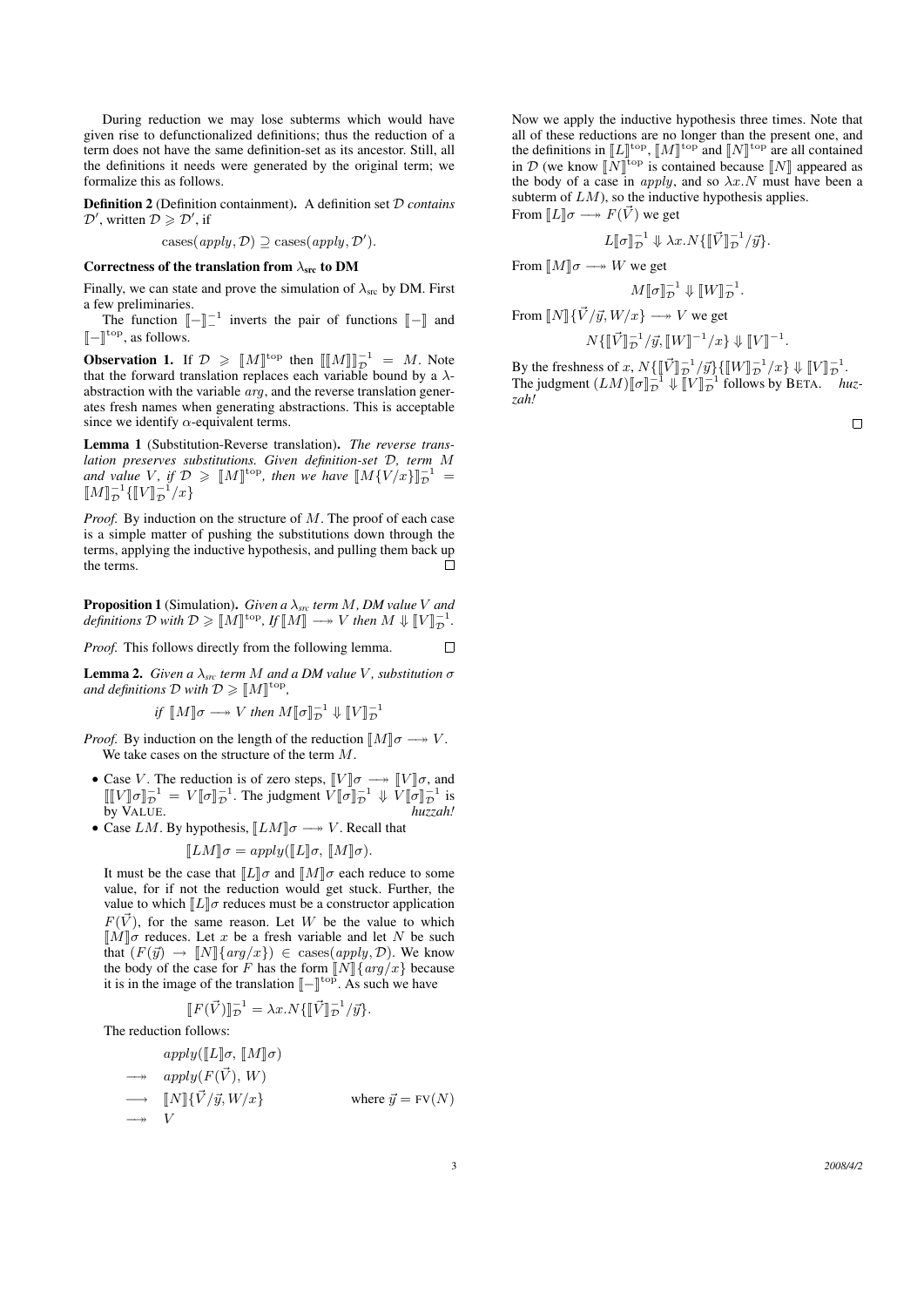During reduction we may lose subterms which would have given rise to defunctionalized definitions; thus the reduction of a term does not have the same definition-set as its ancestor. Still, all the definitions it needs were generated by the original term; we formalize this as follows.

**Definition 2** (Definition containment). A definition set $\mathcal{D}$ *contains* $\mathcal{D}'$, written $\mathcal{D} \geqslant \mathcal{D}'$, if

$$\text{cases}(apply, \mathcal{D}) \supseteq \text{cases}(apply, \mathcal{D}').$$

### Correctness of the translation from $\lambda_{\text{src}}$ to DM

Finally, we can state and prove the simulation of $\lambda_{\text{src}}$ by DM. First a few preliminaries.

The function $[\![-]\!]_{-}^{-1}$ inverts the pair of functions $[\![-]\!]$ and $[\![-]\!]^{\text{top}}$, as follows.

**Observation 1.** If $\mathcal{D} \geqslant [\![M]\!]^{\text{top}}$ then $[\![[\![M]\!]]\!]_{\mathcal{D}}^{-1} = M$. Note that the forward translation replaces each variable bound by a $\lambda$-abstraction with the variable $arg$, and the reverse translation generates fresh names when generating abstractions. This is acceptable since we identify $\alpha$-equivalent terms.

**Lemma 1** (Substitution-Reverse translation). *The reverse translation preserves substitutions. Given definition-set $\mathcal{D}$, term $M$ and value $V$, if $\mathcal{D} \geqslant [\![M]\!]^{\text{top}}$, then we have $[\![M\{V/x\}]\!]_{\mathcal{D}}^{-1} = [\![M]\!]_{\mathcal{D}}^{-1}\{[\![V]\!]_{\mathcal{D}}^{-1}/x\}$*

*Proof.* By induction on the structure of $M$. The proof of each case is a simple matter of pushing the substitutions down through the terms, applying the inductive hypothesis, and pulling them back up the terms. □

**Proposition 1** (Simulation). *Given a $\lambda_{src}$ term $M$, DM value $V$ and definitions $\mathcal{D}$ with $\mathcal{D} \geqslant [\![M]\!]^{\text{top}}$, If $[\![M]\!] \twoheadrightarrow V$ then $M \Downarrow [\![V]\!]_{\mathcal{D}}^{-1}$.*

*Proof.* This follows directly from the following lemma. □

**Lemma 2.** *Given a $\lambda_{src}$ term $M$ and a DM value $V$, substitution $\sigma$ and definitions $\mathcal{D}$ with $\mathcal{D} \geqslant [\![M]\!]^{\text{top}}$,*

$$\textit{if } [\![M]\!]\sigma \twoheadrightarrow V \textit{ then } M[\![\sigma]\!]_{\mathcal{D}}^{-1} \Downarrow [\![V]\!]_{\mathcal{D}}^{-1}$$

*Proof.* By induction on the length of the reduction $[\![M]\!]\sigma \twoheadrightarrow V$. We take cases on the structure of the term $M$.

- Case $V$. The reduction is of zero steps, $[\![V]\!]\sigma \twoheadrightarrow [\![V]\!]\sigma$, and $[\![[\![V]\!]\sigma]\!]_{\mathcal{D}}^{-1} = V[\![\sigma]\!]_{\mathcal{D}}^{-1}$. The judgment $V[\![\sigma]\!]_{\mathcal{D}}^{-1} \Downarrow V[\![\sigma]\!]_{\mathcal{D}}^{-1}$ is by VALUE. *huzzah!*
- Case $LM$. By hypothesis, $[\![LM]\!]\sigma \twoheadrightarrow V$. Recall that

  $$[\![LM]\!]\sigma = apply([\![L]\!]\sigma,\, [\![M]\!]\sigma).$$

  It must be the case that $[\![L]\!]\sigma$ and $[\![M]\!]\sigma$ each reduce to some value, for if not the reduction would get stuck. Further, the value to which $[\![L]\!]\sigma$ reduces must be a constructor application $F(\vec{V})$, for the same reason. Let $W$ be the value to which $[\![M]\!]\sigma$ reduces. Let $x$ be a fresh variable and let $N$ be such that $(F(\vec{y}) \rightarrow [\![N]\!]\{arg/x\}) \in \text{cases}(apply, \mathcal{D})$. We know the body of the case for $F$ has the form $[\![N]\!]\{arg/x\}$ because it is in the image of the translation $[\![-]\!]^{\text{top}}$. As such we have

  $$[\![F(\vec{V})]\!]_{\mathcal{D}}^{-1} = \lambda x.N\{[\![\vec{V}]\!]_{\mathcal{D}}^{-1}/\vec{y}\}.$$

  The reduction follows:

  $$\begin{array}{ll} & apply([\![L]\!]\sigma,\, [\![M]\!]\sigma) \\ \twoheadrightarrow & apply(F(\vec{V}),\, W) \\ \longrightarrow & [\![N]\!]\{\vec{V}/\vec{y}, W/x\} \qquad\qquad \text{where } \vec{y} = \text{FV}(N) \\ \twoheadrightarrow & V \end{array}$$

  Now we apply the inductive hypothesis three times. Note that all of these reductions are no longer than the present one, and the definitions in $[\![L]\!]^{\text{top}}$, $[\![M]\!]^{\text{top}}$ and $[\![N]\!]^{\text{top}}$ are all contained in $\mathcal{D}$ (we know $[\![N]\!]^{\text{top}}$ is contained because $[\![N]\!]$ appeared as the body of a case in $apply$, and so $\lambda x.N$ must have been a subterm of $LM$), so the inductive hypothesis applies.

  From $[\![L]\!]\sigma \twoheadrightarrow F(\vec{V})$ we get

  $$L[\![\sigma]\!]_{\mathcal{D}}^{-1} \Downarrow \lambda x.N\{[\![\vec{V}]\!]_{\mathcal{D}}^{-1}/\vec{y}\}.$$

  From $[\![M]\!]\sigma \twoheadrightarrow W$ we get

  $$M[\![\sigma]\!]_{\mathcal{D}}^{-1} \Downarrow [\![W]\!]_{\mathcal{D}}^{-1}.$$

  From $[\![N]\!]\{\vec{V}/\vec{y}, W/x\} \twoheadrightarrow V$ we get

  $$N\{[\![\vec{V}]\!]_{\mathcal{D}}^{-1}/\vec{y}, [\![W]\!]^{-1}/x\} \Downarrow [\![V]\!]^{-1}.$$

  By the freshness of $x$, $N\{[\![\vec{V}]\!]_{\mathcal{D}}^{-1}/\vec{y}\}\{[\![W]\!]_{\mathcal{D}}^{-1}/x\} \Downarrow [\![V]\!]_{\mathcal{D}}^{-1}$. The judgment $(LM)[\![\sigma]\!]_{\mathcal{D}}^{-1} \Downarrow [\![V]\!]_{\mathcal{D}}^{-1}$ follows by BETA. *huzzah!*

□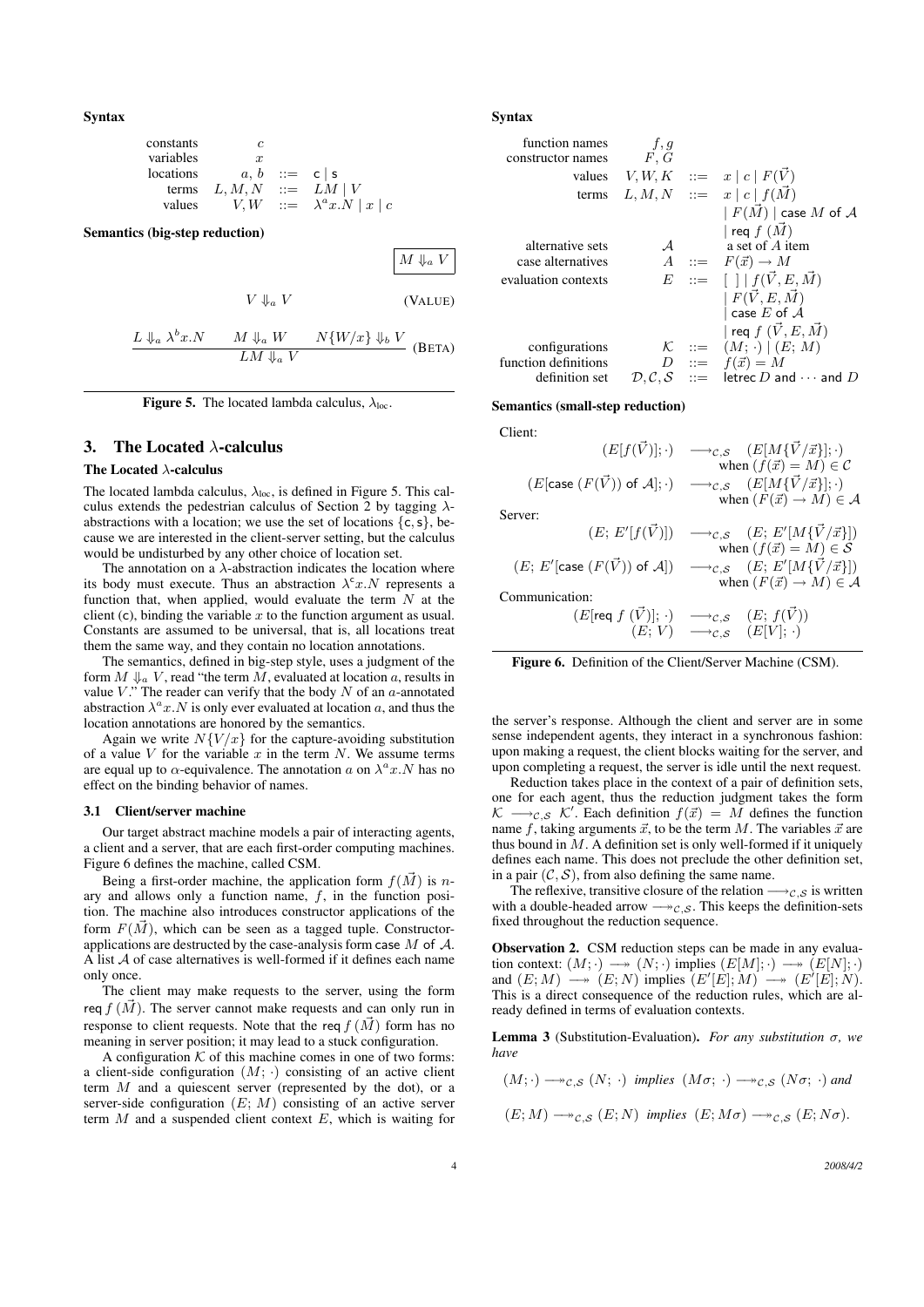**Syntax**

| | | | |
|---|---|---|---|
| constants | $c$ | | |
| variables | $x$ | | |
| locations | $a, b$ | $::=$ | $\mathsf{c} \mid \mathsf{s}$ |
| terms | $L, M, N$ | $::=$ | $LM \mid V$ |
| values | $V, W$ | $::=$ | $\lambda^a x.N \mid x \mid c$ |

**Semantics (big-step reduction)**

$$\boxed{M \Downarrow_a V}$$

$$V \Downarrow_a V \quad \text{(VALUE)}$$

$$\frac{L \Downarrow_a \lambda^b x.N \qquad M \Downarrow_a W \qquad N\{W/x\} \Downarrow_b V}{LM \Downarrow_a V} \quad \text{(BETA)}$$

**Figure 5.** The located lambda calculus, $\lambda_{\text{loc}}$.

## 3. The Located $\lambda$-calculus

### The Located $\lambda$-calculus

The located lambda calculus, $\lambda_{\text{loc}}$, is defined in Figure 5. This calculus extends the pedestrian calculus of Section 2 by tagging $\lambda$-abstractions with a location; we use the set of locations $\{\mathsf{c}, \mathsf{s}\}$, because we are interested in the client-server setting, but the calculus would be undisturbed by any other choice of location set.

The annotation on a $\lambda$-abstraction indicates the location where its body must execute. Thus an abstraction $\lambda^{\mathsf{c}} x.N$ represents a function that, when applied, would evaluate the term $N$ at the client ($\mathsf{c}$), binding the variable $x$ to the function argument as usual. Constants are assumed to be universal, that is, all locations treat them the same way, and they contain no location annotations.

The semantics, defined in big-step style, uses a judgment of the form $M \Downarrow_a V$, read "the term $M$, evaluated at location $a$, results in value $V$." The reader can verify that the body $N$ of an $a$-annotated abstraction $\lambda^a x.N$ is only ever evaluated at location $a$, and thus the location annotations are honored by the semantics.

Again we write $N\{V/x\}$ for the capture-avoiding substitution of a value $V$ for the variable $x$ in the term $N$. We assume terms are equal up to $\alpha$-equivalence. The annotation $a$ on $\lambda^a x.N$ has no effect on the binding behavior of names.

### 3.1 Client/server machine

Our target abstract machine models a pair of interacting agents, a client and a server, that are each first-order computing machines. Figure 6 defines the machine, called CSM.

Being a first-order machine, the application form $f(\vec{M})$ is $n$-ary and allows only a function name, $f$, in the function position. The machine also introduces constructor applications of the form $F(\vec{M})$, which can be seen as a tagged tuple. Constructor-applications are destructed by the case-analysis form $\mathsf{case}\ M\ \mathsf{of}\ \mathcal{A}$. A list $\mathcal{A}$ of case alternatives is well-formed if it defines each name only once.

The client may make requests to the server, using the form $\mathsf{req}\ f\ (\vec{M})$. The server cannot make requests and can only run in response to client requests. Note that the $\mathsf{req}\ f\ (\vec{M})$ form has no meaning in server position; it may lead to a stuck configuration.

A configuration $\mathcal{K}$ of this machine comes in one of two forms: a client-side configuration $(M; \cdot)$ consisting of an active client term $M$ and a quiescent server (represented by the dot), or a server-side configuration $(E; M)$ consisting of an active server term $M$ and a suspended client context $E$, which is waiting for the server's response. Although the client and server are in some sense independent agents, they interact in a synchronous fashion: upon making a request, the client blocks waiting for the server, and upon completing a request, the server is idle until the next request.

**Syntax**

| | | | |
|---|---|---|---|
| function names | $f, g$ | | |
| constructor names | $F, G$ | | |
| values | $V, W, K$ | $::=$ | $x \mid c \mid F(\vec{V})$ |
| terms | $L, M, N$ | $::=$ | $x \mid c \mid f(\vec{M})$ |
| | | | $\mid F(\vec{M}) \mid \mathsf{case}\ M\ \mathsf{of}\ \mathcal{A}$ |
| | | | $\mid \mathsf{req}\ f\ (\vec{M})$ |
| alternative sets | $\mathcal{A}$ | | a set of $A$ item |
| case alternatives | $A$ | $::=$ | $F(\vec{x}) \rightarrow M$ |
| evaluation contexts | $E$ | $::=$ | $[\ ] \mid f(\vec{V}, E, \vec{M})$ |
| | | | $\mid F(\vec{V}, E, \vec{M})$ |
| | | | $\mid \mathsf{case}\ E\ \mathsf{of}\ \mathcal{A}$ |
| | | | $\mid \mathsf{req}\ f\ (\vec{V}, E, \vec{M})$ |
| configurations | $\mathcal{K}$ | $::=$ | $(M; \cdot) \mid (E; M)$ |
| function definitions | $D$ | $::=$ | $f(\vec{x}) = M$ |
| definition set | $\mathcal{D}, \mathcal{C}, \mathcal{S}$ | $::=$ | $\mathsf{letrec}\ D\ \mathsf{and} \cdots \mathsf{and}\ D$ |

**Semantics (small-step reduction)**

Client:

$$(E[f(\vec{V})]; \cdot) \longrightarrow_{\mathcal{C},\mathcal{S}} (E[M\{\vec{V}/\vec{x}\}]; \cdot) \quad \text{when } (f(\vec{x}) = M) \in \mathcal{C}$$

$$(E[\mathsf{case}\ (F(\vec{V}))\ \mathsf{of}\ \mathcal{A}]; \cdot) \longrightarrow_{\mathcal{C},\mathcal{S}} (E[M\{\vec{V}/\vec{x}\}]; \cdot) \quad \text{when } (F(\vec{x}) \rightarrow M) \in \mathcal{A}$$

Server:

$$(E;\ E'[f(\vec{V})]) \longrightarrow_{\mathcal{C},\mathcal{S}} (E;\ E'[M\{\vec{V}/\vec{x}\}]) \quad \text{when } (f(\vec{x}) = M) \in \mathcal{S}$$

$$(E;\ E'[\mathsf{case}\ (F(\vec{V}))\ \mathsf{of}\ \mathcal{A}]) \longrightarrow_{\mathcal{C},\mathcal{S}} (E;\ E'[M\{\vec{V}/\vec{x}\}]) \quad \text{when } (F(\vec{x}) \rightarrow M) \in \mathcal{A}$$

Communication:

$$(E[\mathsf{req}\ f\ (\vec{V})]; \cdot) \longrightarrow_{\mathcal{C},\mathcal{S}} (E;\ f(\vec{V}))$$

$$(E;\ V) \longrightarrow_{\mathcal{C},\mathcal{S}} (E[V]; \cdot)$$

**Figure 6.** Definition of the Client/Server Machine (CSM).

Reduction takes place in the context of a pair of definition sets, one for each agent, thus the reduction judgment takes the form $\mathcal{K} \longrightarrow_{\mathcal{C},\mathcal{S}} \mathcal{K}'$. Each definition $f(\vec{x}) = M$ defines the function name $f$, taking arguments $\vec{x}$, to be the term $M$. The variables $\vec{x}$ are thus bound in $M$. A definition set is only well-formed if it uniquely defines each name. This does not preclude the other definition set, in a pair $(\mathcal{C}, \mathcal{S})$, from also defining the same name.

The reflexive, transitive closure of the relation $\longrightarrow_{\mathcal{C},\mathcal{S}}$ is written with a double-headed arrow $\twoheadrightarrow_{\mathcal{C},\mathcal{S}}$. This keeps the definition-sets fixed throughout the reduction sequence.

**Observation 2.** CSM reduction steps can be made in any evaluation context: $(M; \cdot) \twoheadrightarrow (N; \cdot)$ implies $(E[M]; \cdot) \twoheadrightarrow (E[N]; \cdot)$ and $(E; M) \twoheadrightarrow (E; N)$ implies $(E'[E]; M) \twoheadrightarrow (E'[E]; N)$. This is a direct consequence of the reduction rules, which are already defined in terms of evaluation contexts.

**Lemma 3** (Substitution-Evaluation). *For any substitution $\sigma$, we have*

$$(M; \cdot) \twoheadrightarrow_{\mathcal{C},\mathcal{S}} (N;\ \cdot) \textit{ implies } (M\sigma;\ \cdot) \twoheadrightarrow_{\mathcal{C},\mathcal{S}} (N\sigma;\ \cdot) \textit{ and}$$

$$(E; M) \twoheadrightarrow_{\mathcal{C},\mathcal{S}} (E; N) \textit{ implies } (E; M\sigma) \twoheadrightarrow_{\mathcal{C},\mathcal{S}} (E; N\sigma).$$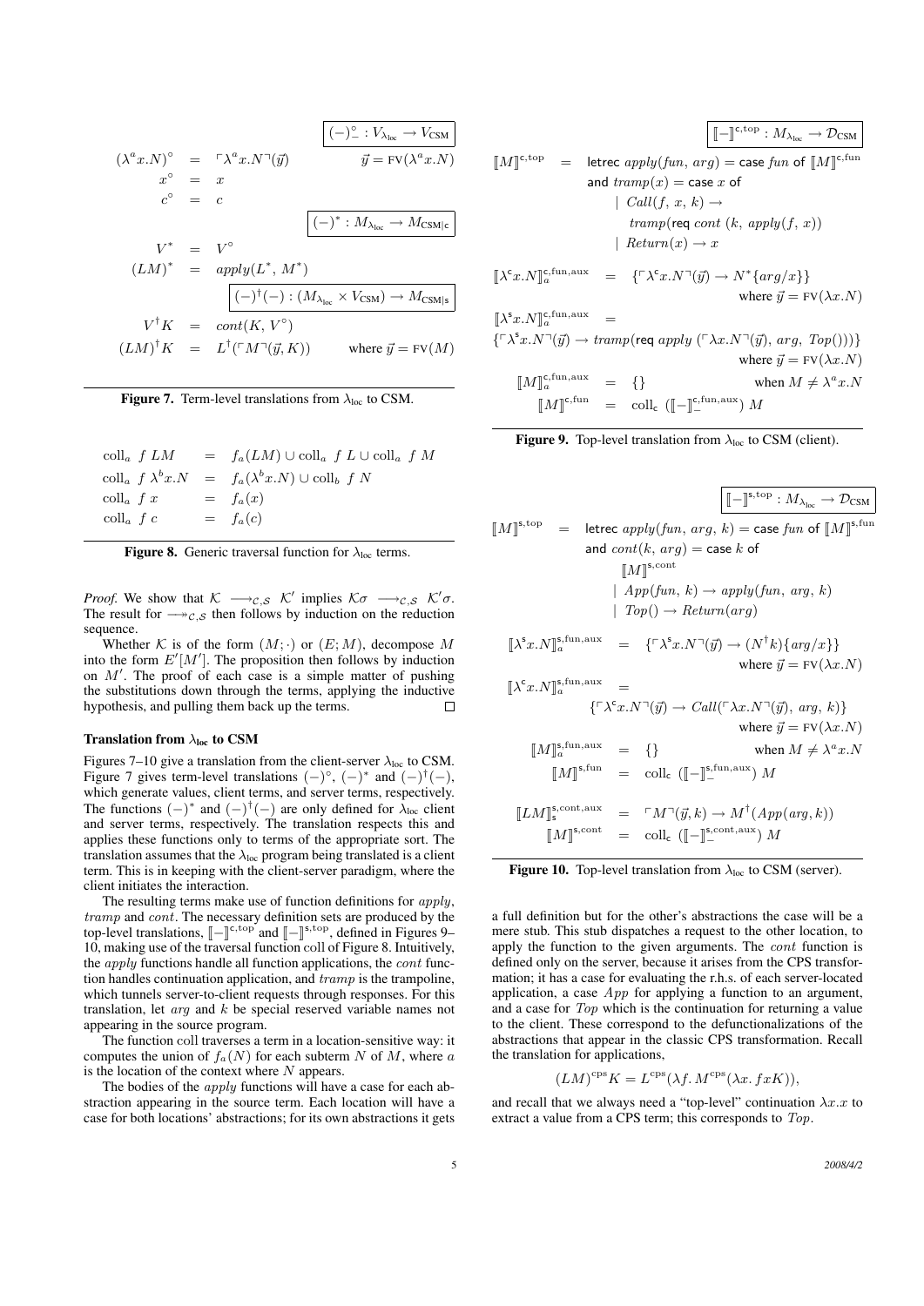$$\boxed{(-)^\circ_- : V_{\lambda_{\text{loc}}} \to V_{\text{CSM}}}$$

$$
\begin{array}{rcll}
(\lambda^a x.N)^\circ & = & \ulcorner \lambda^a x.N \urcorner(\vec{y}) & \vec{y} = \text{FV}(\lambda^a x.N) \\
x^\circ & = & x & \\
c^\circ & = & c &
\end{array}
$$

$$\boxed{(-)^* : M_{\lambda_{\text{loc}}} \to M_{\text{CSM}|\mathsf{c}}}$$

$$
\begin{array}{rcl}
V^* & = & V^\circ \\
(LM)^* & = & apply(L^*, M^*)
\end{array}
$$

$$\boxed{(-)^\dagger(-) : (M_{\lambda_{\text{loc}}} \times V_{\text{CSM}}) \to M_{\text{CSM}|\mathsf{s}}}$$

$$
\begin{array}{rcll}
V^\dagger K & = & cont(K, V^\circ) & \\
(LM)^\dagger K & = & L^\dagger(\ulcorner M \urcorner(\vec{y}, K)) & \text{where } \vec{y} = \text{FV}(M)
\end{array}
$$

**Figure 7.** Term-level translations from $\lambda_{\text{loc}}$ to CSM.

$$
\begin{array}{lcl}
\text{coll}_a\ f\ LM & = & f_a(LM) \cup \text{coll}_a\ f\ L \cup \text{coll}_a\ f\ M \\
\text{coll}_a\ f\ \lambda^b x.N & = & f_a(\lambda^b x.N) \cup \text{coll}_b\ f\ N \\
\text{coll}_a\ f\ x & = & f_a(x) \\
\text{coll}_a\ f\ c & = & f_a(c)
\end{array}
$$

**Figure 8.** Generic traversal function for $\lambda_{\text{loc}}$ terms.

*Proof.* We show that $\mathcal{K} \longrightarrow_{\mathcal{C},\mathcal{S}} \mathcal{K}'$ implies $\mathcal{K}\sigma \longrightarrow_{\mathcal{C},\mathcal{S}} \mathcal{K}'\sigma$. The result for $\twoheadrightarrow_{\mathcal{C},\mathcal{S}}$ then follows by induction on the reduction sequence.

Whether $\mathcal{K}$ is of the form $(M;\cdot)$ or $(E;M)$, decompose $M$ into the form $E'[M']$. The proposition then follows by induction on $M'$. The proof of each case is a simple matter of pushing the substitutions down through the terms, applying the inductive hypothesis, and pulling them back up the terms. $\square$

### Translation from $\lambda_{\text{loc}}$ to CSM

Figures 7–10 give a translation from the client-server $\lambda_{\text{loc}}$ to CSM. Figure 7 gives term-level translations $(-)^\circ$, $(-)^*$ and $(-)^\dagger(-)$, which generate values, client terms, and server terms, respectively. The functions $(-)^*$ and $(-)^\dagger(-)$ are only defined for $\lambda_{\text{loc}}$ client and server terms, respectively. The translation respects this and applies these functions only to terms of the appropriate sort. The translation assumes that the $\lambda_{\text{loc}}$ program being translated is a client term. This is in keeping with the client-server paradigm, where the client initiates the interaction.

The resulting terms make use of function definitions for *apply*, *tramp* and *cont*. The necessary definition sets are produced by the top-level translations, $[\![-]\!]^{\mathsf{c},\text{top}}$ and $[\![-]\!]^{\mathsf{s},\text{top}}$, defined in Figures 9–10, making use of the traversal function coll of Figure 8. Intuitively, the *apply* functions handle all function applications, the *cont* function handles continuation application, and *tramp* is the trampoline, which tunnels server-to-client requests through responses. For this translation, let *arg* and *k* be special reserved variable names not appearing in the source program.

The function coll traverses a term in a location-sensitive way: it computes the union of $f_a(N)$ for each subterm $N$ of $M$, where $a$ is the location of the context where $N$ appears.

The bodies of the *apply* functions will have a case for each abstraction appearing in the source term. Each location will have a case for both locations' abstractions; for its own abstractions it gets a full definition but for the other's abstractions the case will be a mere stub. This stub dispatches a request to the other location, to apply the function to the given arguments. The *cont* function is defined only on the server, because it arises from the CPS transformation; it has a case for evaluating the r.h.s. of each server-located application, a case *App* for applying a function to an argument, and a case for *Top* which is the continuation for returning a value to the client. These correspond to the defunctionalizations of the abstractions that appear in the classic CPS transformation. Recall the translation for applications,

$$(LM)^{\text{cps}}K = L^{\text{cps}}(\lambda f.\, M^{\text{cps}}(\lambda x.\, fxK)),$$

and recall that we always need a "top-level" continuation $\lambda x.x$ to extract a value from a CPS term; this corresponds to *Top*.

$$\boxed{[\![-]\!]^{\mathsf{c},\text{top}} : M_{\lambda_{\text{loc}}} \to \mathcal{D}_{\text{CSM}}}$$

$$
\begin{array}{rcl}
[\![M]\!]^{\mathsf{c},\text{top}} & = & \textsf{letrec}\ apply(fun,\ arg) = \textsf{case}\ fun\ \textsf{of}\ [\![M]\!]^{\mathsf{c},\text{fun}} \\
& & \textsf{and}\ tramp(x) = \textsf{case}\ x\ \textsf{of} \\
& & \quad \mid\ Call(f,\ x,\ k) \to \\
& & \qquad tramp(\textsf{req}\ cont\ (k,\ apply(f,\ x))) \\
& & \quad \mid\ Return(x) \to x
\end{array}
$$

$$
\begin{array}{rcll}
[\![\lambda^{\mathsf{c}} x.N]\!]^{\mathsf{c},\text{fun,aux}}_a & = & \{\ulcorner \lambda^{\mathsf{c}} x.N \urcorner(\vec{y}) \to N^*\{arg/x\}\} & \\
& & & \text{where } \vec{y} = \text{FV}(\lambda x.N) \\
[\![\lambda^{\mathsf{s}} x.N]\!]^{\mathsf{c},\text{fun,aux}}_a & = & & \\
\multicolumn{4}{l}{\{\ulcorner \lambda^{\mathsf{s}} x.N \urcorner(\vec{y}) \to tramp(\textsf{req}\ apply\ (\ulcorner \lambda x.N \urcorner(\vec{y}),\ arg,\ Top()))\}} \\
& & & \text{where } \vec{y} = \text{FV}(\lambda x.N) \\
[\![M]\!]^{\mathsf{c},\text{fun,aux}}_a & = & \{\} & \text{when } M \neq \lambda^a x.N \\
[\![M]\!]^{\mathsf{c},\text{fun}} & = & \text{coll}_{\mathsf{c}}\ ([\![-]\!]^{\mathsf{c},\text{fun,aux}}_-)\ M &
\end{array}
$$

**Figure 9.** Top-level translation from $\lambda_{\text{loc}}$ to CSM (client).

$$\boxed{[\![-]\!]^{\mathsf{s},\text{top}} : M_{\lambda_{\text{loc}}} \to \mathcal{D}_{\text{CSM}}}$$

$$
\begin{array}{rcl}
[\![M]\!]^{\mathsf{s},\text{top}} & = & \textsf{letrec}\ apply(fun,\ arg,\ k) = \textsf{case}\ fun\ \textsf{of}\ [\![M]\!]^{\mathsf{s},\text{fun}} \\
& & \textsf{and}\ cont(k,\ arg) = \textsf{case}\ k\ \textsf{of} \\
& & \quad [\![M]\!]^{\mathsf{s},\text{cont}} \\
& & \quad \mid\ App(fun,\ k) \to apply(fun,\ arg,\ k) \\
& & \quad \mid\ Top() \to Return(arg)
\end{array}
$$

$$
\begin{array}{rcll}
[\![\lambda^{\mathsf{s}} x.N]\!]^{\mathsf{s},\text{fun,aux}}_a & = & \{\ulcorner \lambda^{\mathsf{s}} x.N \urcorner(\vec{y}) \to (N^\dagger k)\{arg/x\}\} & \\
& & & \text{where } \vec{y} = \text{FV}(\lambda x.N) \\
[\![\lambda^{\mathsf{c}} x.N]\!]^{\mathsf{s},\text{fun,aux}}_a & = & & \\
& & \{\ulcorner \lambda^{\mathsf{c}} x.N \urcorner(\vec{y}) \to Call(\ulcorner \lambda x.N \urcorner(\vec{y}),\ arg,\ k)\} & \\
& & & \text{where } \vec{y} = \text{FV}(\lambda x.N) \\
[\![M]\!]^{\mathsf{s},\text{fun,aux}}_a & = & \{\} & \text{when } M \neq \lambda^a x.N \\
[\![M]\!]^{\mathsf{s},\text{fun}} & = & \text{coll}_{\mathsf{c}}\ ([\![-]\!]^{\mathsf{s},\text{fun,aux}}_-)\ M & \\
& & & \\
[\![LM]\!]^{\mathsf{s},\text{cont,aux}}_{\mathsf{s}} & = & \ulcorner M \urcorner(\vec{y}, k) \to M^\dagger(App(arg, k)) & \\
[\![M]\!]^{\mathsf{s},\text{cont}} & = & \text{coll}_{\mathsf{c}}\ ([\![-]\!]^{\mathsf{s},\text{cont,aux}}_-)\ M &
\end{array}
$$

**Figure 10.** Top-level translation from $\lambda_{\text{loc}}$ to CSM (server).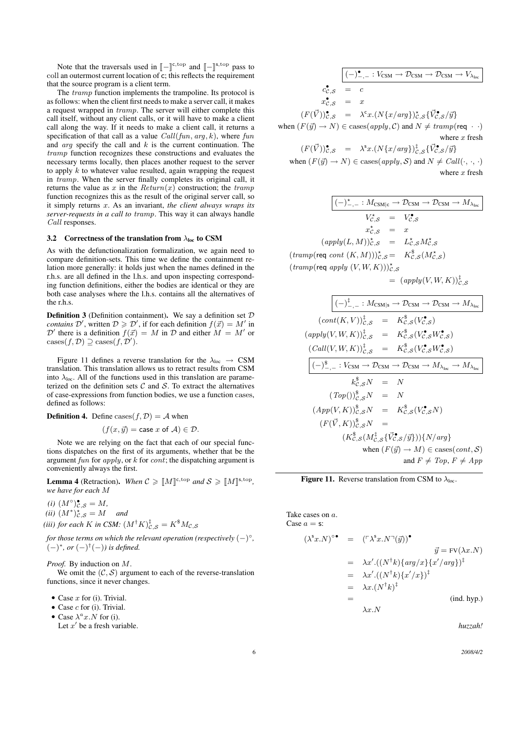Note that the traversals used in $[\![-]\!]^{\mathsf{c},top}$ and $[\![-]\!]^{\mathsf{s},top}$ pass to coll an outermost current location of c; this reflects the requirement that the source program is a client term.

The $tramp$ function implements the trampoline. Its protocol is as follows: when the client first needs to make a server call, it makes a request wrapped in $tramp$. The server will either complete this call itself, without any client calls, or it will have to make a client call along the way. If it needs to make a client call, it returns a specification of that call as a value $Call(fun, arg, k)$, where $fun$ and $arg$ specify the call and $k$ is the current continuation. The $tramp$ function recognizes these constructions and evaluates the necessary terms locally, then places another request to the server to apply $k$ to whatever value resulted, again wrapping the request in $tramp$. When the server finally completes its original call, it returns the value as $x$ in the $Return(x)$ construction; the $tramp$ function recognizes this as the result of the original server call, so it simply returns $x$. As an invariant, *the client always wraps its server-requests in a call to tramp*. This way it can always handle $Call$ responses.

### 3.2 Correctness of the translation from $\lambda_{\text{loc}}$ to CSM

As with the defunctionalization formalization, we again need to compare definition-sets. This time we define the containment relation more generally: it holds just when the names defined in the r.h.s. are all defined in the l.h.s. and upon inspecting corresponding function definitions, either the bodies are identical or they are both case analyses where the l.h.s. contains all the alternatives of the r.h.s.

**Definition 3** (Definition containment). We say a definition set $\mathcal{D}$ *contains* $\mathcal{D}'$, written $\mathcal{D} \geqslant \mathcal{D}'$, if for each definition $f(\vec{x}) = M'$ in $\mathcal{D}'$ there is a definition $f(\vec{x}) = M$ in $\mathcal{D}$ and either $M = M'$ or $\text{cases}(f, \mathcal{D}) \supseteq \text{cases}(f, \mathcal{D}')$.

Figure 11 defines a reverse translation for the $\lambda_{\text{loc}} \to$ CSM translation. This translation allows us to retract results from CSM into $\lambda_{\text{loc}}$. All of the functions used in this translation are parameterized on the definition sets $\mathcal{C}$ and $\mathcal{S}$. To extract the alternatives of case-expressions from function bodies, we use a function cases, defined as follows:

**Definition 4.** Define $\text{cases}(f, \mathcal{D}) = \mathcal{A}$ when

$$(f(x, \vec{y}) = \mathsf{case}\ x\ \mathsf{of}\ \mathcal{A}) \in \mathcal{D}.$$

Note we are relying on the fact that each of our special functions dispatches on the first of its arguments, whether that be the argument $fun$ for $apply$, or $k$ for $cont$; the dispatching argument is conveniently always the first.

**Lemma 4** (Retraction). *When $\mathcal{C} \geqslant [\![M]\!]^{\mathsf{c},top}$ and $\mathcal{S} \geqslant [\![M]\!]^{\mathsf{s},top}$, we have for each $M$*

*(i)* $(M^\circ)^\bullet_{\mathcal{C},\mathcal{S}} = M$,
*(ii)* $(M^*)^\star_{\mathcal{C},\mathcal{S}} = M$ *and*
*(iii) for each $K$ in CSM:* $(M^\dagger K)^\ddagger_{\mathcal{C},\mathcal{S}} = K^\$ M_{\mathcal{C},\mathcal{S}}$

*for those terms on which the relevant operation (respectively $(-)^\circ$, $(-)^*$, or $(-)^\dagger(-)$) is defined.*

*Proof.* By induction on $M$.

We omit the $(\mathcal{C}, \mathcal{S})$ argument to each of the reverse-translation functions, since it never changes.

- Case $x$ for (i). Trivial.
- Case $c$ for (i). Trivial.
- Case $\lambda^a x.N$ for (i).
  Let $x'$ be a fresh variable.

$$\boxed{(-)^\bullet_{-,-} : V_{\text{CSM}} \to \mathcal{D}_{\text{CSM}} \to \mathcal{D}_{\text{CSM}} \to V_{\lambda_{\text{loc}}}}$$

$$\begin{aligned}
c^\bullet_{\mathcal{C},\mathcal{S}} &= c \\
x^\bullet_{\mathcal{C},\mathcal{S}} &= x \\
(F(\vec{V}))^\bullet_{\mathcal{C},\mathcal{S}} &= \lambda^{\mathsf{c}} x.(N\{x/arg\})^\star_{\mathcal{C},\mathcal{S}}\{\vec{V}^\bullet_{\mathcal{C},\mathcal{S}}/\vec{y}\}
\end{aligned}$$
when $(F(\vec{y}) \to N) \in \text{cases}(apply, \mathcal{C})$ and $N \neq tramp(\mathsf{req}\ \cdot\ \cdot)$ where $x$ fresh

$$(F(\vec{V}))^\bullet_{\mathcal{C},\mathcal{S}} = \lambda^{\mathsf{s}} x.(N\{x/arg\})^\ddagger_{\mathcal{C},\mathcal{S}}\{\vec{V}^\bullet_{\mathcal{C},\mathcal{S}}/\vec{y}\}$$
when $(F(\vec{y}) \to N) \in \text{cases}(apply, \mathcal{S})$ and $N \neq Call(\cdot, \cdot, \cdot)$ where $x$ fresh

$$\boxed{(-)^\star_{-,-} : M_{\text{CSM}|\mathsf{c}} \to \mathcal{D}_{\text{CSM}} \to \mathcal{D}_{\text{CSM}} \to M_{\lambda_{\text{loc}}}}$$

$$\begin{aligned}
V^\star_{\mathcal{C},\mathcal{S}} &= V^\bullet_{\mathcal{C},\mathcal{S}} \\
x^\star_{\mathcal{C},\mathcal{S}} &= x \\
(apply(L, M))^\star_{\mathcal{C},\mathcal{S}} &= L^\star_{\mathcal{C},\mathcal{S}} M^\star_{\mathcal{C},\mathcal{S}} \\
(tramp(\mathsf{req}\ cont\ (K, M)))^\star_{\mathcal{C},\mathcal{S}} &= K^\$_{\mathcal{C},\mathcal{S}}(M^\star_{\mathcal{C},\mathcal{S}}) \\
(tramp(\mathsf{req}\ apply\ (V, W, K)))^\star_{\mathcal{C},\mathcal{S}} &= (apply(V, W, K))^\ddagger_{\mathcal{C},\mathcal{S}}
\end{aligned}$$

$$\boxed{(-)^\ddagger_{-,-} : M_{\text{CSM}|\mathsf{s}} \to \mathcal{D}_{\text{CSM}} \to \mathcal{D}_{\text{CSM}} \to M_{\lambda_{\text{loc}}}}$$

$$\begin{aligned}
(cont(K, V))^\ddagger_{\mathcal{C},\mathcal{S}} &= K^\$_{\mathcal{C},\mathcal{S}}(V^\bullet_{\mathcal{C},\mathcal{S}}) \\
(apply(V, W, K))^\ddagger_{\mathcal{C},\mathcal{S}} &= K^\$_{\mathcal{C},\mathcal{S}}(V^\bullet_{\mathcal{C},\mathcal{S}} W^\bullet_{\mathcal{C},\mathcal{S}}) \\
(Call(V, W, K))^\ddagger_{\mathcal{C},\mathcal{S}} &= K^\$_{\mathcal{C},\mathcal{S}}(V^\bullet_{\mathcal{C},\mathcal{S}} W^\bullet_{\mathcal{C},\mathcal{S}})
\end{aligned}$$

$$\boxed{(-)^\$_{-,-} : V_{\text{CSM}} \to \mathcal{D}_{\text{CSM}} \to \mathcal{D}_{\text{CSM}} \to M_{\lambda_{\text{loc}}} \to M_{\lambda_{\text{loc}}}}$$

$$\begin{aligned}
k^\$_{\mathcal{C},\mathcal{S}} N &= N \\
(Top())^\$_{\mathcal{C},\mathcal{S}} N &= N \\
(App(V, K))^\$_{\mathcal{C},\mathcal{S}} N &= K^\$_{\mathcal{C},\mathcal{S}}(V^\bullet_{\mathcal{C},\mathcal{S}} N) \\
(F(\vec{V}, K))^\$_{\mathcal{C},\mathcal{S}} N &= (K^\$_{\mathcal{C},\mathcal{S}}(M^\ddagger_{\mathcal{C},\mathcal{S}}\{\vec{V}^\bullet_{\mathcal{C},\mathcal{S}}/\vec{y}\}))\{N/arg\}
\end{aligned}$$
when $(F(\vec{y}) \to M) \in \text{cases}(cont, \mathcal{S})$ and $F \neq Top$, $F \neq App$

**Figure 11.** Reverse translation from CSM to $\lambda_{\text{loc}}$.

Take cases on $a$.
Case $a = \mathsf{s}$:

$$\begin{aligned}
(\lambda^{\mathsf{s}} x.N)^{\circ\bullet} &= (\ulcorner \lambda^{\mathsf{s}} x.N \urcorner(\vec{y}))^\bullet \qquad \vec{y} = \text{FV}(\lambda x.N) \\
&= \lambda x'.((N^\dagger k)\{arg/x\}\{x'/arg\})^\ddagger \\
&= \lambda x'.((N^\dagger k)\{x'/x\})^\ddagger \\
&= \lambda x.(N^\dagger k)^\ddagger \\
&= \lambda x.N \qquad \text{(ind. hyp.)}
\end{aligned}$$

*huzzah!*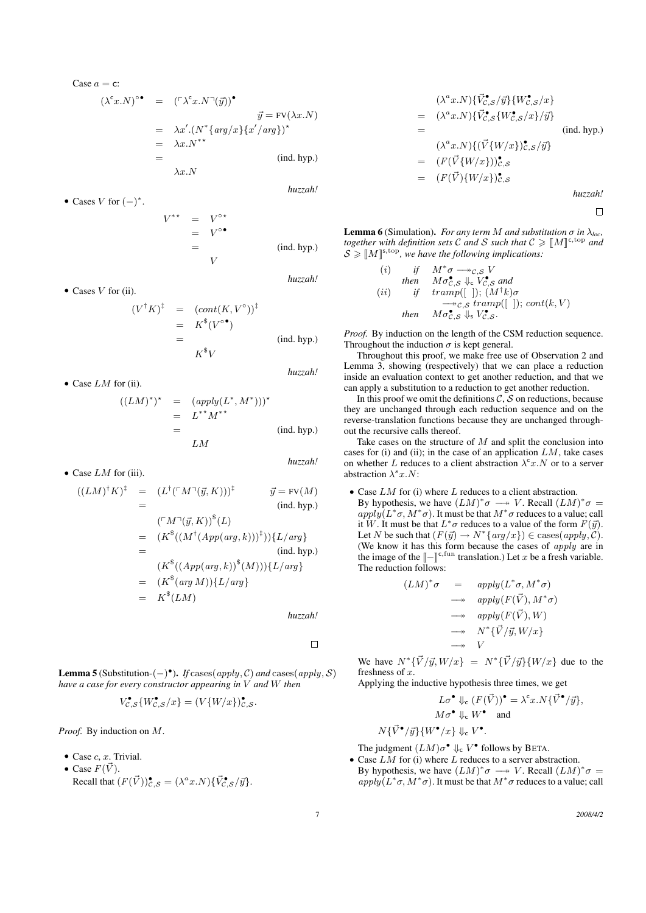Case $a = \mathsf{c}$:

$$
\begin{aligned}
(\lambda^{\mathsf{c}} x.N)^{\circ\bullet} &= (\ulcorner \lambda^{\mathsf{c}} x.N \urcorner(\vec{y}))^{\bullet} \qquad \vec{y} = \text{FV}(\lambda x.N) \\
&= \lambda x'.(N^{*}\{arg/x\}\{x'/arg\})^{\star} \\
&= \lambda x.N^{*\star} \\
&= \qquad\qquad\qquad\qquad \text{(ind. hyp.)} \\
&\quad\; \lambda x.N
\end{aligned}
$$

*huzzah!*

- Cases $V$ for $(-)^{*}$.

$$
\begin{aligned}
V^{*\star} &= V^{\circ\star} \\
&= V^{\circ\bullet} \\
&= \qquad\qquad \text{(ind. hyp.)} \\
&\quad\; V
\end{aligned}
$$

*huzzah!*

- Cases $V$ for (ii).

$$
\begin{aligned}
(V^{\dagger} K)^{\ddagger} &= (cont(K, V^{\circ}))^{\ddagger} \\
&= K^{\$}(V^{\circ\bullet}) \\
&= \qquad\qquad \text{(ind. hyp.)} \\
&\quad\; K^{\$} V
\end{aligned}
$$

*huzzah!*

- Case $LM$ for (ii).

$$
\begin{aligned}
((LM)^{*})^{\star} &= (apply(L^{*}, M^{*}))^{\star} \\
&= L^{*\star} M^{*\star} \\
&= \qquad\qquad \text{(ind. hyp.)} \\
&\quad\; LM
\end{aligned}
$$

*huzzah!*

- Case $LM$ for (iii).

$$
\begin{aligned}
((LM)^{\dagger} K)^{\ddagger} &= (L^{\dagger}(\ulcorner M \urcorner(\vec{y}, K)))^{\ddagger} \qquad \vec{y} = \text{FV}(M) \\
&= \qquad\qquad\qquad\qquad \text{(ind. hyp.)} \\
&\quad\; (\ulcorner M \urcorner(\vec{y}, K))^{\$}(L) \\
&= (K^{\$}((M^{\dagger}(App(arg, k)))^{\ddagger}))\{L/arg\} \\
&= \qquad\qquad\qquad\qquad \text{(ind. hyp.)} \\
&\quad\; (K^{\$}((App(arg, k))^{\$}(M)))\{L/arg\} \\
&= (K^{\$}(arg\, M))\{L/arg\} \\
&= K^{\$}(LM)
\end{aligned}
$$

*huzzah!*

$\square$

**Lemma 5** (Substitution-$(-)^{\bullet}$). *If* $\text{cases}(apply, \mathcal{C})$ *and* $\text{cases}(apply, \mathcal{S})$ *have a case for every constructor appearing in $V$ and $W$ then*

$$V^{\bullet}_{\mathcal{C},\mathcal{S}}\{W^{\bullet}_{\mathcal{C},\mathcal{S}}/x\} = (V\{W/x\})^{\bullet}_{\mathcal{C},\mathcal{S}}.$$

*Proof.* By induction on $M$.

- Case $c$, $x$. Trivial.
- Case $F(\vec{V})$.
  Recall that $(F(\vec{V}))^{\bullet}_{\mathcal{C},\mathcal{S}} = (\lambda^{a} x.N)\{\vec{V}^{\bullet}_{\mathcal{C},\mathcal{S}}/\vec{y}\}$.

$$
\begin{aligned}
&(\lambda^{a} x.N)\{\vec{V}^{\bullet}_{\mathcal{C},\mathcal{S}}/\vec{y}\}\{W^{\bullet}_{\mathcal{C},\mathcal{S}}/x\} \\
=\;& (\lambda^{a} x.N)\{\vec{V}^{\bullet}_{\mathcal{C},\mathcal{S}}\{W^{\bullet}_{\mathcal{C},\mathcal{S}}/x\}/\vec{y}\} \\
=\;& \qquad\qquad\qquad\qquad \text{(ind. hyp.)} \\
& (\lambda^{a} x.N)\{(\vec{V}\{W/x\})^{\bullet}_{\mathcal{C},\mathcal{S}}/\vec{y}\} \\
=\;& (F(\vec{V}\{W/x\}))^{\bullet}_{\mathcal{C},\mathcal{S}} \\
=\;& (F(\vec{V})\{W/x\})^{\bullet}_{\mathcal{C},\mathcal{S}}
\end{aligned}
$$

*huzzah!*

$\square$

**Lemma 6** (Simulation). *For any term $M$ and substitution $\sigma$ in $\lambda_{loc}$, together with definition sets $\mathcal{C}$ and $\mathcal{S}$ such that $\mathcal{C} \geqslant [\![M]\!]^{\mathsf{c},\text{top}}$ and $\mathcal{S} \geqslant [\![M]\!]^{\mathsf{s},\text{top}}$, we have the following implications:*

$$
\begin{array}{lll}
(i) & \textit{if} & M^{*}\sigma \twoheadrightarrow_{\mathcal{C},\mathcal{S}} V \\
& \textit{then} & M\sigma^{\bullet}_{\mathcal{C},\mathcal{S}} \Downarrow_{\mathsf{c}} V^{\bullet}_{\mathcal{C},\mathcal{S}} \textit{ and} \\
(ii) & \textit{if} & tramp([\;]);\, (M^{\dagger}k)\sigma \\
& & \quad \twoheadrightarrow_{\mathcal{C},\mathcal{S}} tramp([\;]);\, cont(k, V) \\
& \textit{then} & M\sigma^{\bullet}_{\mathcal{C},\mathcal{S}} \Downarrow_{\mathsf{s}} V^{\bullet}_{\mathcal{C},\mathcal{S}}.
\end{array}
$$

*Proof.* By induction on the length of the CSM reduction sequence. Throughout the induction $\sigma$ is kept general.

Throughout this proof, we make free use of Observation 2 and Lemma 3, showing (respectively) that we can place a reduction inside an evaluation context to get another reduction, and that we can apply a substitution to a reduction to get another reduction.

In this proof we omit the definitions $\mathcal{C}, \mathcal{S}$ on reductions, because they are unchanged through each reduction sequence and on the reverse-translation functions because they are unchanged throughout the recursive calls thereof.

Take cases on the structure of $M$ and split the conclusion into cases for (i) and (ii); in the case of an application $LM$, take cases on whether $L$ reduces to a client abstraction $\lambda^{\mathsf{c}} x.N$ or to a server abstraction $\lambda^{\mathsf{s}} x.N$:

- Case $LM$ for (i) where $L$ reduces to a client abstraction.
  By hypothesis, we have $(LM)^{*}\sigma \twoheadrightarrow V$. Recall $(LM)^{*}\sigma = apply(L^{*}\sigma, M^{*}\sigma)$. It must be that $M^{*}\sigma$ reduces to a value; call it $W$. It must be that $L^{*}\sigma$ reduces to a value of the form $F(\vec{y})$. Let $N$ be such that $(F(\vec{y}) \rightarrow N^{*}\{arg/x\}) \in \text{cases}(apply, \mathcal{C})$. (We know it has this form because the cases of $apply$ are in the image of the $[\![-]\!]^{\mathsf{c},\text{fun}}$ translation.) Let $x$ be a fresh variable. The reduction follows:

$$
\begin{aligned}
(LM)^{*}\sigma &= apply(L^{*}\sigma, M^{*}\sigma) \\
&\twoheadrightarrow apply(F(\vec{V}), M^{*}\sigma) \\
&\twoheadrightarrow apply(F(\vec{V}), W) \\
&\twoheadrightarrow N^{*}\{\vec{V}/\vec{y}, W/x\} \\
&\twoheadrightarrow V
\end{aligned}
$$

  We have $N^{*}\{\vec{V}/\vec{y}, W/x\} = N^{*}\{\vec{V}/\vec{y}\}\{W/x\}$ due to the freshness of $x$.

  Applying the inductive hypothesis three times, we get

$$
\begin{aligned}
& L\sigma^{\bullet} \Downarrow_{\mathsf{c}} (F(\vec{V}))^{\bullet} = \lambda^{\mathsf{c}} x.N\{\vec{V}^{\bullet}/\vec{y}\}, \\
& M\sigma^{\bullet} \Downarrow_{\mathsf{c}} W^{\bullet} \quad \text{and} \\
& N\{\vec{V}^{\bullet}/\vec{y}\}\{W^{\bullet}/x\} \Downarrow_{\mathsf{c}} V^{\bullet}.
\end{aligned}
$$

  The judgment $(LM)\sigma^{\bullet} \Downarrow_{\mathsf{c}} V^{\bullet}$ follows by BETA.

- Case $LM$ for (i) where $L$ reduces to a server abstraction.
  By hypothesis, we have $(LM)^{*}\sigma \twoheadrightarrow V$. Recall $(LM)^{*}\sigma = apply(L^{*}\sigma, M^{*}\sigma)$. It must be that $M^{*}\sigma$ reduces to a value; call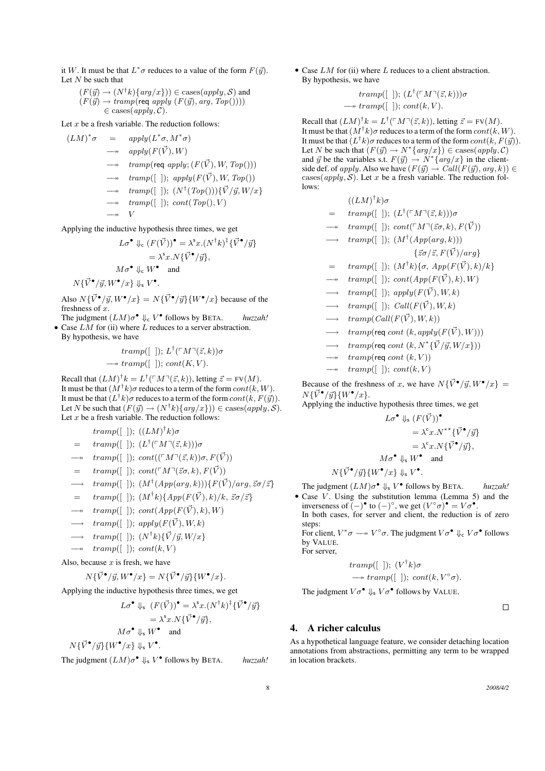it $W$. It must be that $L^*\sigma$ reduces to a value of the form $F(\vec{y})$. Let $N$ be such that

$$(F(\vec{y}) \to (N^\dagger k)\{arg/x\})) \in \text{cases}(apply, \mathcal{S}) \text{ and}$$
$$(F(\vec{y}) \to tramp(\textsf{req}\ apply\ (F(\vec{y}), arg, Top()))) \in \text{cases}(apply, \mathcal{C}).$$

Let $x$ be a fresh variable. The reduction follows:

$$\begin{array}{rcl}
(LM)^*\sigma & = & apply(L^*\sigma, M^*\sigma) \\
& \twoheadrightarrow & apply(F(\vec{V}), W) \\
& \twoheadrightarrow & tramp(\textsf{req}\ apply; (F(\vec{V}), W, Top())) \\
& \twoheadrightarrow & tramp([\ ]);\ apply(F(\vec{V}), W, Top()) \\
& \twoheadrightarrow & tramp([\ ]);\ (N^\dagger(Top()))\{\vec{V}/\vec{y}, W/x\} \\
& \twoheadrightarrow & tramp([\ ]);\ cont(Top(), V) \\
& \twoheadrightarrow & V
\end{array}$$

Applying the inductive hypothesis three times, we get

$$\begin{array}{l}
L\sigma^\bullet \Downarrow_{\mathsf{c}} (F(\vec{V}))^\bullet = \lambda^{\mathsf{s}}x.(N^\dagger k)^\ddagger\{\vec{V}^\bullet/\vec{y}\} \\
\qquad = \lambda^{\mathsf{s}}x.N\{\vec{V}^\bullet/\vec{y}\}, \\
M\sigma^\bullet \Downarrow_{\mathsf{c}} W^\bullet \quad \text{and} \\
N\{\vec{V}^\bullet/\vec{y}, W^\bullet/x\} \Downarrow_{\mathsf{s}} V^\bullet.
\end{array}$$

Also $N\{\vec{V}^\bullet/\vec{y}, W^\bullet/x\} = N\{\vec{V}^\bullet/\vec{y}\}\{W^\bullet/x\}$ because of the freshness of $x$.

The judgment $(LM)\sigma^\bullet \Downarrow_{\mathsf{c}} V^\bullet$ follows by BETA. *huzzah!*

- Case $LM$ for (ii) where $L$ reduces to a server abstraction. By hypothesis, we have

$$\begin{array}{l}
tramp([\ ]);\ L^\dagger(\ulcorner M \urcorner(\vec{z}, k))\sigma \\
\twoheadrightarrow tramp([\ ]);\ cont(K, V).
\end{array}$$

Recall that $(LM)^\dagger k = L^\dagger(\ulcorner M \urcorner(\vec{z}, k))$, letting $\vec{z} = \text{FV}(M)$. It must be that $(M^\dagger k)\sigma$ reduces to a term of the form $cont(k, W)$. It must be that $(L^\dagger k)\sigma$ reduces to a term of the form $cont(k, F(\vec{y}))$. Let $N$ be such that $(F(\vec{y}) \to (N^\dagger k)\{arg/x\}) \in \text{cases}(apply, \mathcal{S})$. Let $x$ be a fresh variable. The reduction follows:

$$\begin{array}{rl}
& tramp([\ ]);\ ((LM)^\dagger k)\sigma \\
= & tramp([\ ]);\ (L^\dagger(\ulcorner M \urcorner(\vec{z}, k)))\sigma \\
\twoheadrightarrow & tramp([\ ]);\ cont((\ulcorner M \urcorner(\vec{z}, k))\sigma, F(\vec{V})) \\
= & tramp([\ ]);\ cont(\ulcorner M \urcorner(\vec{z}\sigma, k), F(\vec{V})) \\
\longrightarrow & tramp([\ ]);\ (M^\dagger(App(arg, k)))\{F(\vec{V})/arg, \vec{z}\sigma/\vec{z}\} \\
= & tramp([\ ]);\ (M^\dagger k)\{App(F(\vec{V}), k)/k,\ \vec{z}\sigma/\vec{z}\} \\
\twoheadrightarrow & tramp([\ ]);\ cont(App(F(\vec{V}), k), W) \\
\longrightarrow & tramp([\ ]);\ apply(F(\vec{V}), W, k) \\
\longrightarrow & tramp([\ ]);\ (N^\dagger k)\{\vec{V}/\vec{y}, W/x\} \\
\twoheadrightarrow & tramp([\ ]);\ cont(k, V)
\end{array}$$

Also, because $x$ is fresh, we have

$$N\{\vec{V}^\bullet/\vec{y}, W^\bullet/x\} = N\{\vec{V}^\bullet/\vec{y}\}\{W^\bullet/x\}.$$

Applying the inductive hypothesis three times, we get

$$\begin{array}{l}
L\sigma^\bullet \Downarrow_{\mathsf{s}} (F(\vec{V}))^\bullet = \lambda^{\mathsf{s}}x.(N^\dagger k)^\ddagger\{\vec{V}^\bullet/\vec{y}\} \\
\qquad = \lambda^{\mathsf{s}}x.N\{\vec{V}^\bullet/\vec{y}\}, \\
M\sigma^\bullet \Downarrow_{\mathsf{s}} W^\bullet \quad \text{and} \\
N\{\vec{V}^\bullet/\vec{y}\}\{W^\bullet/x\} \Downarrow_{\mathsf{s}} V^\bullet.
\end{array}$$

The judgment $(LM)\sigma^\bullet \Downarrow_{\mathsf{s}} V^\bullet$ follows by BETA. *huzzah!*

- Case $LM$ for (ii) where $L$ reduces to a client abstraction. By hypothesis, we have

$$\begin{array}{l}
tramp([\ ]);\ (L^\dagger(\ulcorner M \urcorner(\vec{z}, k)))\sigma \\
\twoheadrightarrow tramp([\ ]);\ cont(k, V).
\end{array}$$

Recall that $(LM)^\dagger k = L^\dagger(\ulcorner M \urcorner(\vec{z}, k))$, letting $\vec{z} = \text{FV}(M)$. It must be that $(M^\dagger k)\sigma$ reduces to a term of the form $cont(k, W)$. It must be that $(L^\dagger k)\sigma$ reduces to a term of the form $cont(k, F(\vec{y}))$. Let $N$ be such that $(F(\vec{y}) \to N^*\{arg/x\}) \in \text{cases}(apply, \mathcal{C})$ and $\vec{y}$ be the variables s.t. $F(\vec{y}) \to N^*\{arg/x\}$ in the client-side def. of $apply$. Also we have $(F(\vec{y}) \to Call(F(\vec{y}), arg, k)) \in \text{cases}(apply, \mathcal{S})$. Let $x$ be a fresh variable. The reduction follows:

$$\begin{array}{rl}
& ((LM)^\dagger k)\sigma \\
= & tramp([\ ]);\ (L^\dagger(\ulcorner M \urcorner(\vec{z}, k)))\sigma \\
\twoheadrightarrow & tramp([\ ]);\ cont(\ulcorner M \urcorner(\vec{z}\sigma, k), F(\vec{V})) \\
\longrightarrow & tramp([\ ]);\ (M^\dagger(App(arg, k))) \\
& \qquad \{\vec{z}\sigma/\vec{z}, F(\vec{V})/arg\} \\
= & tramp([\ ]);\ (M^\dagger k)\{\sigma,\ App(F(\vec{V}), k)/k\} \\
\twoheadrightarrow & tramp([\ ]);\ cont(App(F(\vec{V}), k), W) \\
\longrightarrow & tramp([\ ]);\ apply(F(\vec{V}), W, k) \\
\longrightarrow & tramp([\ ]);\ Call(F(\vec{V}), W, k) \\
\longrightarrow & tramp(Call(F(\vec{V}), W, k)) \\
\longrightarrow & tramp(\textsf{req}\ cont\ (k, apply(F(\vec{V}), W))) \\
\longrightarrow & tramp(\textsf{req}\ cont\ (k, N^*\{\vec{V}/\vec{y}, W/x\})) \\
\twoheadrightarrow & tramp(\textsf{req}\ cont\ (k, V)) \\
\twoheadrightarrow & tramp([\ ]);\ cont(k, V)
\end{array}$$

Because of the freshness of $x$, we have $N\{\vec{V}^\bullet/\vec{y}, W^\bullet/x\} = N\{\vec{V}^\bullet/\vec{y}\}\{W^\bullet/x\}$.

Applying the inductive hypothesis three times, we get

$$\begin{array}{l}
L\sigma^\bullet \Downarrow_{\mathsf{s}} (F(\vec{V}))^\bullet \\
\qquad = \lambda^{\mathsf{c}}x.N^{**}\{\vec{V}^\bullet/\vec{y}\} \\
\qquad = \lambda^{\mathsf{c}}x.N\{\vec{V}^\bullet/\vec{y}\}, \\
M\sigma^\bullet \Downarrow_{\mathsf{s}} W^\bullet \quad \text{and} \\
N\{\vec{V}^\bullet/\vec{y}\}\{W^\bullet/x\} \Downarrow_{\mathsf{s}} V^\bullet.
\end{array}$$

The judgment $(LM)\sigma^\bullet \Downarrow_{\mathsf{s}} V^\bullet$ follows by BETA. *huzzah!*

- Case $V$. Using the substitution lemma (Lemma 5) and the inverseness of $(-)^\bullet$ to $(-)^\circ$, we get $(V^\circ\sigma)^\bullet = V\sigma^\bullet$.
In both cases, for server and client, the reduction is of zero steps:
For client, $V^*\sigma \twoheadrightarrow V^\circ\sigma$. The judgment $V\sigma^\bullet \Downarrow_{\mathsf{c}} V\sigma^\bullet$ follows by VALUE.
For server,

$$\begin{array}{l}
tramp([\ ]);\ (V^\dagger k)\sigma \\
\twoheadrightarrow tramp([\ ]);\ cont(k, V^\circ\sigma).
\end{array}$$

The judgment $V\sigma^\bullet \Downarrow_{\mathsf{s}} V\sigma^\bullet$ follows by VALUE.

□

## 4. A richer calculus

As a hypothetical language feature, we consider detaching location annotations from abstractions, permitting any term to be wrapped in location brackets.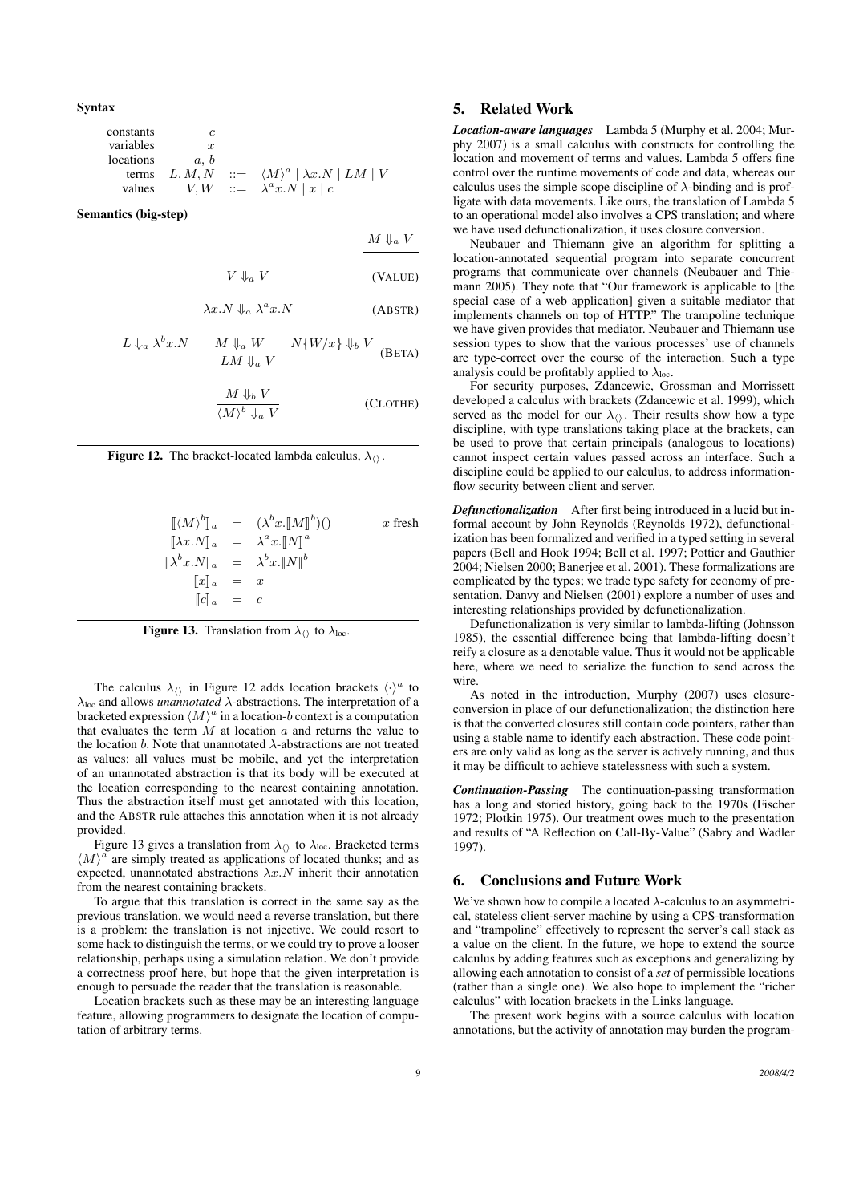**Syntax**

$$
\begin{array}{llcl}
\text{constants} & c & & \\
\text{variables} & x & & \\
\text{locations} & a,\ b & & \\
\text{terms} & L, M, N & ::= & \langle M \rangle^a \mid \lambda x.N \mid LM \mid V \\
\text{values} & V, W & ::= & \lambda^a x.N \mid x \mid c
\end{array}
$$

**Semantics (big-step)**

$$\boxed{M \Downarrow_a V}$$

$$V \Downarrow_a V \qquad \text{(VALUE)}$$

$$\lambda x.N \Downarrow_a \lambda^a x.N \qquad \text{(ABSTR)}$$

$$\frac{L \Downarrow_a \lambda^b x.N \qquad M \Downarrow_a W \qquad N\{W/x\} \Downarrow_b V}{LM \Downarrow_a V} \qquad \text{(BETA)}$$

$$\frac{M \Downarrow_b V}{\langle M \rangle^b \Downarrow_a V} \qquad \text{(CLOTHE)}$$

**Figure 12.** The bracket-located lambda calculus, $\lambda_{\langle\rangle}$.

$$
\begin{array}{rcll}
[\![\langle M \rangle^b]\!]_a & = & (\lambda^b x.[\![M]\!]^b)() & x \text{ fresh} \\
[\![\lambda x.N]\!]_a & = & \lambda^a x.[\![N]\!]^a & \\
[\![\lambda^b x.N]\!]_a & = & \lambda^b x.[\![N]\!]^b & \\
[\![x]\!]_a & = & x & \\
[\![c]\!]_a & = & c &
\end{array}
$$

**Figure 13.** Translation from $\lambda_{\langle\rangle}$ to $\lambda_{\text{loc}}$.

The calculus $\lambda_{\langle\rangle}$ in Figure 12 adds location brackets $\langle\cdot\rangle^a$ to $\lambda_{\text{loc}}$ and allows *unannotated* $\lambda$-abstractions. The interpretation of a bracketed expression $\langle M \rangle^a$ in a location-$b$ context is a computation that evaluates the term $M$ at location $a$ and returns the value to the location $b$. Note that unannotated $\lambda$-abstractions are not treated as values: all values must be mobile, and yet the interpretation of an unannotated abstraction is that its body will be executed at the location corresponding to the nearest containing annotation. Thus the abstraction itself must get annotated with this location, and the ABSTR rule attaches this annotation when it is not already provided.

Figure 13 gives a translation from $\lambda_{\langle\rangle}$ to $\lambda_{\text{loc}}$. Bracketed terms $\langle M \rangle^a$ are simply treated as applications of located thunks; and as expected, unannotated abstractions $\lambda x.N$ inherit their annotation from the nearest containing brackets.

To argue that this translation is correct in the same say as the previous translation, we would need a reverse translation, but there is a problem: the translation is not injective. We could resort to some hack to distinguish the terms, or we could try to prove a looser relationship, perhaps using a simulation relation. We don't provide a correctness proof here, but hope that the given interpretation is enough to persuade the reader that the translation is reasonable.

Location brackets such as these may be an interesting language feature, allowing programmers to designate the location of computation of arbitrary terms.

## 5. Related Work

***Location-aware languages*** Lambda 5 (Murphy et al. 2004; Murphy 2007) is a small calculus with constructs for controlling the location and movement of terms and values. Lambda 5 offers fine control over the runtime movements of code and data, whereas our calculus uses the simple scope discipline of $\lambda$-binding and is profligate with data movements. Like ours, the translation of Lambda 5 to an operational model also involves a CPS translation; and where we have used defunctionalization, it uses closure conversion.

Neubauer and Thiemann give an algorithm for splitting a location-annotated sequential program into separate concurrent programs that communicate over channels (Neubauer and Thiemann 2005). They note that "Our framework is applicable to [the special case of a web application] given a suitable mediator that implements channels on top of HTTP." The trampoline technique we have given provides that mediator. Neubauer and Thiemann use session types to show that the various processes' use of channels are type-correct over the course of the interaction. Such a type analysis could be profitably applied to $\lambda_{\text{loc}}$.

For security purposes, Zdancewic, Grossman and Morrissett developed a calculus with brackets (Zdancewic et al. 1999), which served as the model for our $\lambda_{\langle\rangle}$. Their results show how a type discipline, with type translations taking place at the brackets, can be used to prove that certain principals (analogous to locations) cannot inspect certain values passed across an interface. Such a discipline could be applied to our calculus, to address information-flow security between client and server.

***Defunctionalization*** After first being introduced in a lucid but informal account by John Reynolds (Reynolds 1972), defunctionalization has been formalized and verified in a typed setting in several papers (Bell and Hook 1994; Bell et al. 1997; Pottier and Gauthier 2004; Nielsen 2000; Banerjee et al. 2001). These formalizations are complicated by the types; we trade type safety for economy of presentation. Danvy and Nielsen (2001) explore a number of uses and interesting relationships provided by defunctionalization.

Defunctionalization is very similar to lambda-lifting (Johnsson 1985), the essential difference being that lambda-lifting doesn't reify a closure as a denotable value. Thus it would not be applicable here, where we need to serialize the function to send across the wire.

As noted in the introduction, Murphy (2007) uses closure-conversion in place of our defunctionalization; the distinction here is that the converted closures still contain code pointers, rather than using a stable name to identify each abstraction. These code pointers are only valid as long as the server is actively running, and thus it may be difficult to achieve statelessness with such a system.

***Continuation-Passing*** The continuation-passing transformation has a long and storied history, going back to the 1970s (Fischer 1972; Plotkin 1975). Our treatment owes much to the presentation and results of "A Reflection on Call-By-Value" (Sabry and Wadler 1997).

## 6. Conclusions and Future Work

We've shown how to compile a located $\lambda$-calculus to an asymmetrical, stateless client-server machine by using a CPS-transformation and "trampoline" effectively to represent the server's call stack as a value on the client. In the future, we hope to extend the source calculus by adding features such as exceptions and generalizing by allowing each annotation to consist of a *set* of permissible locations (rather than a single one). We also hope to implement the "richer calculus" with location brackets in the Links language.

The present work begins with a source calculus with location annotations, but the activity of annotation may burden the program-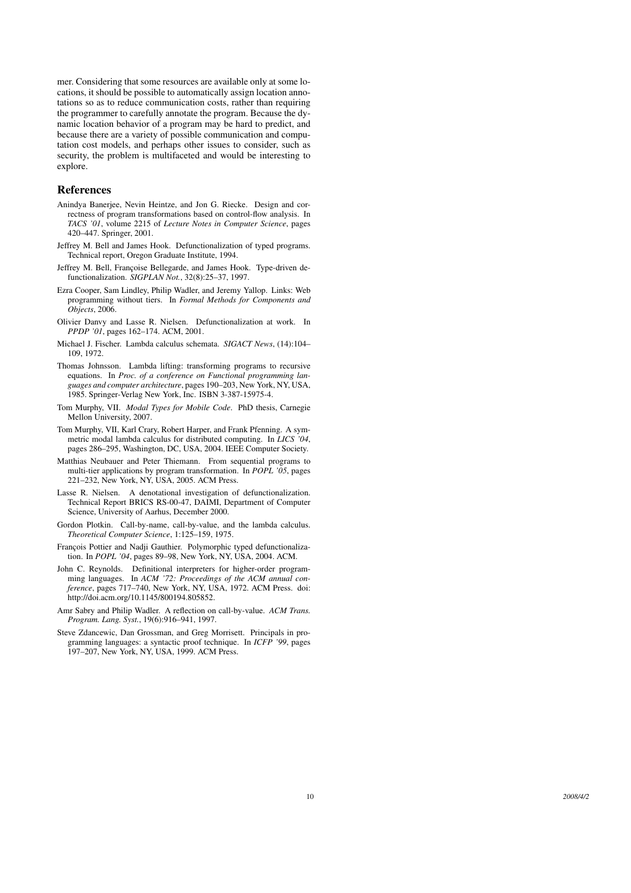mer. Considering that some resources are available only at some locations, it should be possible to automatically assign location annotations so as to reduce communication costs, rather than requiring the programmer to carefully annotate the program. Because the dynamic location behavior of a program may be hard to predict, and because there are a variety of possible communication and computation cost models, and perhaps other issues to consider, such as security, the problem is multifaceted and would be interesting to explore.

## References

Anindya Banerjee, Nevin Heintze, and Jon G. Riecke. Design and correctness of program transformations based on control-flow analysis. In *TACS '01*, volume 2215 of *Lecture Notes in Computer Science*, pages 420–447. Springer, 2001.

Jeffrey M. Bell and James Hook. Defunctionalization of typed programs. Technical report, Oregon Graduate Institute, 1994.

Jeffrey M. Bell, Françoise Bellegarde, and James Hook. Type-driven defunctionalization. *SIGPLAN Not.*, 32(8):25–37, 1997.

Ezra Cooper, Sam Lindley, Philip Wadler, and Jeremy Yallop. Links: Web programming without tiers. In *Formal Methods for Components and Objects*, 2006.

Olivier Danvy and Lasse R. Nielsen. Defunctionalization at work. In *PPDP '01*, pages 162–174. ACM, 2001.

Michael J. Fischer. Lambda calculus schemata. *SIGACT News*, (14):104–109, 1972.

Thomas Johnsson. Lambda lifting: transforming programs to recursive equations. In *Proc. of a conference on Functional programming languages and computer architecture*, pages 190–203, New York, NY, USA, 1985. Springer-Verlag New York, Inc. ISBN 3-387-15975-4.

Tom Murphy, VII. *Modal Types for Mobile Code*. PhD thesis, Carnegie Mellon University, 2007.

Tom Murphy, VII, Karl Crary, Robert Harper, and Frank Pfenning. A symmetric modal lambda calculus for distributed computing. In *LICS '04*, pages 286–295, Washington, DC, USA, 2004. IEEE Computer Society.

Matthias Neubauer and Peter Thiemann. From sequential programs to multi-tier applications by program transformation. In *POPL '05*, pages 221–232, New York, NY, USA, 2005. ACM Press.

Lasse R. Nielsen. A denotational investigation of defunctionalization. Technical Report BRICS RS-00-47, DAIMI, Department of Computer Science, University of Aarhus, December 2000.

Gordon Plotkin. Call-by-name, call-by-value, and the lambda calculus. *Theoretical Computer Science*, 1:125–159, 1975.

François Pottier and Nadji Gauthier. Polymorphic typed defunctionalization. In *POPL '04*, pages 89–98, New York, NY, USA, 2004. ACM.

John C. Reynolds. Definitional interpreters for higher-order programming languages. In *ACM '72: Proceedings of the ACM annual conference*, pages 717–740, New York, NY, USA, 1972. ACM Press. doi: http://doi.acm.org/10.1145/800194.805852.

Amr Sabry and Philip Wadler. A reflection on call-by-value. *ACM Trans. Program. Lang. Syst.*, 19(6):916–941, 1997.

Steve Zdancewic, Dan Grossman, and Greg Morrisett. Principals in programming languages: a syntactic proof technique. In *ICFP '99*, pages 197–207, New York, NY, USA, 1999. ACM Press.